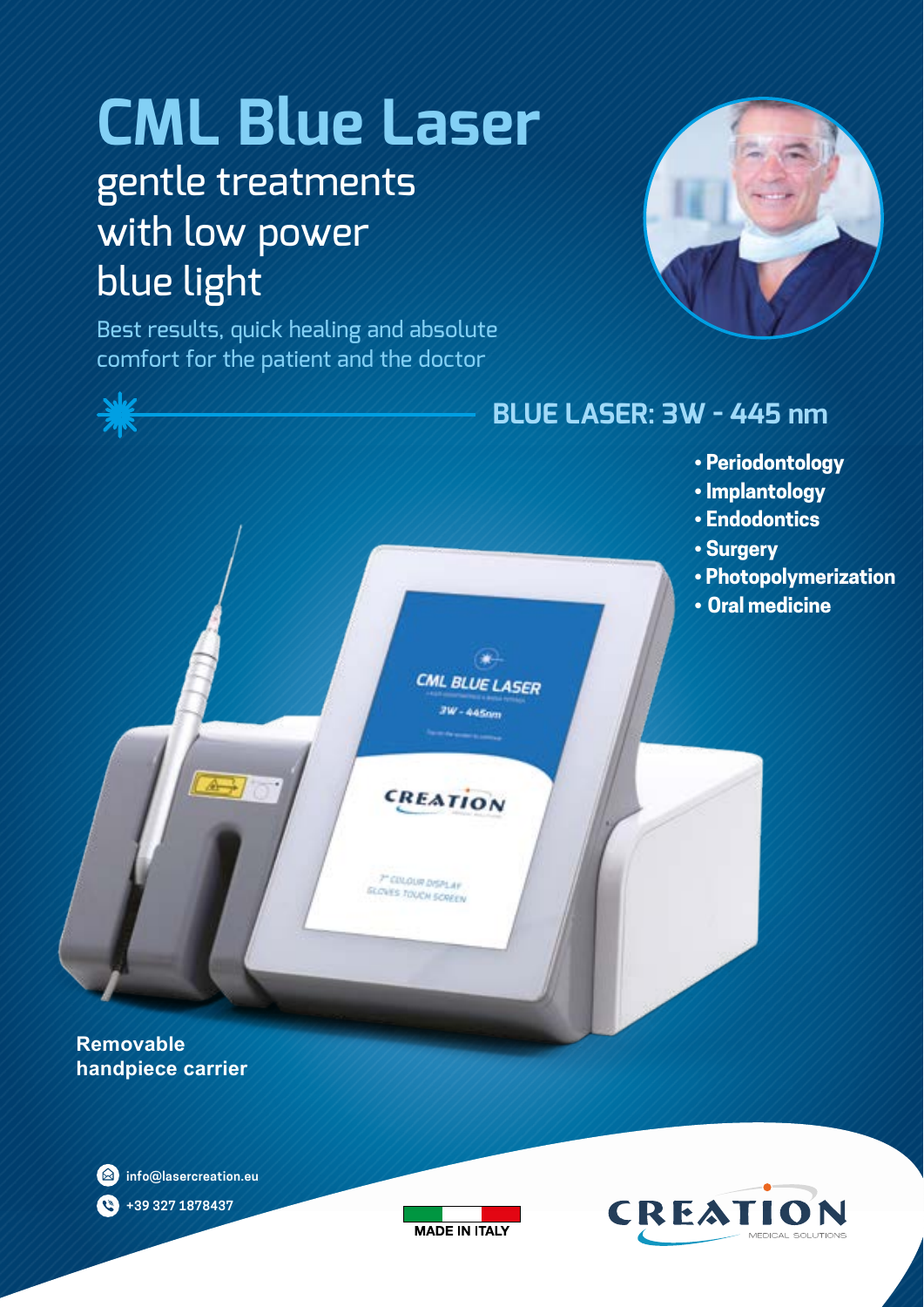# CML Blue Laser

## gentle treatments with low power blue light

Best results, quick healing and absolute comfort for the patient and the doctor

**BLUE LASER: 3W - 445 nm**

- **Periodontology**
- **Implantology**
- **Endodontics**
- **Surgery**
- **Photopolymerization**
- **Oral medicine**

**Removable handpiece carrier**

info@lasercreation.eu

+39 327 1878437

MADE IN ITALY

CREATION MEDICAL SOLUTIONS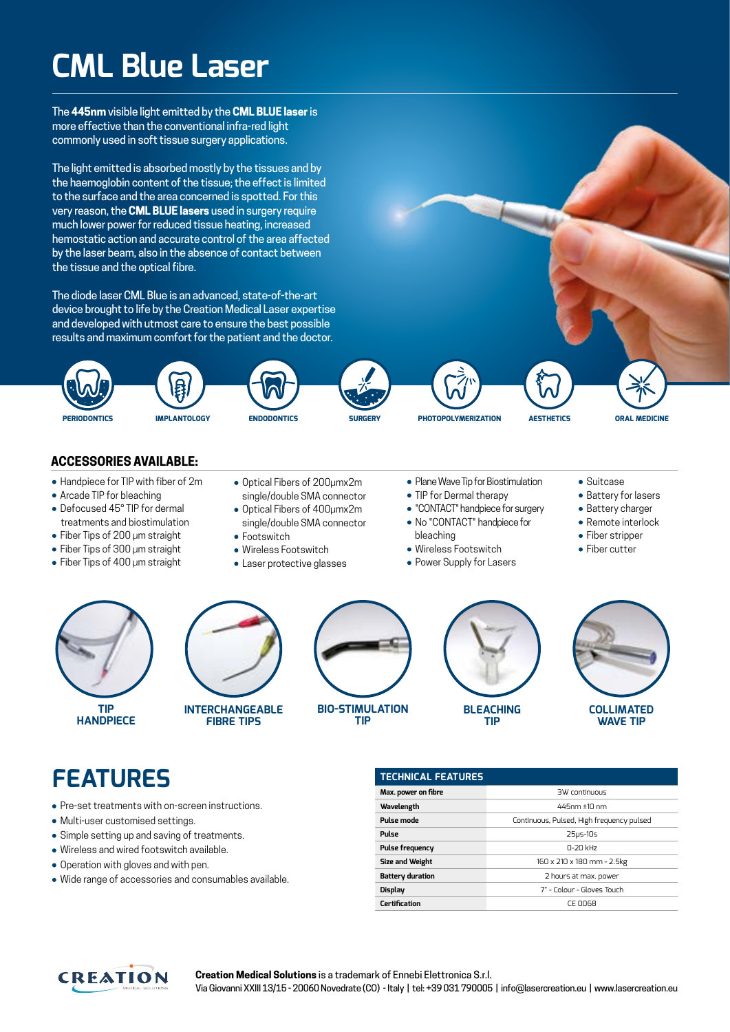# CML Blue Laser

The **445nm** visible light emitted by the **CML BLUE laser** is more effective than the conventional infra-red light commonly used in soft tissue surgery applications.

The light emitted is absorbed mostly by the tissues and by the haemoglobin content of the tissue; the effect is limited to the surface and the area concerned is spotted. For this very reason, the **CML BLUE lasers** used in surgery require much lower power for reduced tissue heating, increased hemostatic action and accurate control of the area affected by the laser beam, also in the absence of contact between the tissue and the optical fibre.

The diode laser CML Blue is an advanced, state-of-the-art device brought to life by the Creation Medical Laser expertise and developed with utmost care to ensure the best possible results and maximum comfort for the patient and the doctor.

PERIODONTICS

IMPLANTOLOGY

ENDODONTICS

SURGERY

PHOTOPOLYMERIZATION

AESTHETICS

ORAL MEDICINE

## ACCESSORIES AVAILABLE:

- Handpiece for TIP with fiber of 2m
- Arcade TIP for bleaching
- Defocused 45° TIP for dermal treatments and biostimulation
- Fiber Tips of 200 µm straight
- Fiber Tips of 300 µm straight
- Fiber Tips of 400 µm straight
- Optical Fibers of 200µmx2m single/double SMA connector
- Optical Fibers of 400µmx2m single/double SMA connector
- Footswitch
- Wireless Footswitch
- Laser protective glasses
- Plane Wave Tip for Biostimulation
- TIP for Dermal therapy
- "CONTACT" handpiece for surgery
- No "CONTACT" handpiece for bleaching
- Wireless Footswitch
- Power Supply for Lasers
- Suitcase
- Battery for lasers
- Battery charger
- Remote interlock
- Fiber stripper
- Fiber cutter

TIP HANDPIECE

INTERCHANGEABLE FIBRE TIPS

BIO-STIMULATION TIP

BLEACHING TIP

COLLIMATED WAVE TIP

# FEATURES

- Pre-set treatments with on-screen instructions.
- Multi-user customised settings.
- Simple setting up and saving of treatments.
- Wireless and wired footswitch available.
- Operation with gloves and with pen.
- Wide range of accessories and consumables available.

| TECHNICAL FEATURES | |
|---|---|
| **Max. power on fibre** | 3W continuous |
| **Wavelength** | 445nm ±10 nm |
| **Pulse mode** | Continuous, Pulsed, High frequency pulsed |
| **Pulse** | 25µs-10s |
| **Pulse frequency** | 0-20 kHz |
| **Size and Weight** | 160 x 210 x 180 mm - 2.5kg |
| **Battery duration** | 2 hours at max. power |
| **Display** | 7" - Colour - Gloves Touch |
| **Certification** | CE 0068 |

CREATION MEDICAL SOLUTIONS

**Creation Medical Solutions** is a trademark of Ennebi Elettronica S.r.l.
Via Giovanni XXIII 13/15 - 20060 Novedrate (CO) - Italy | tel: +39 031 790005 | info@lasercreation.eu | www.lasercreation.eu